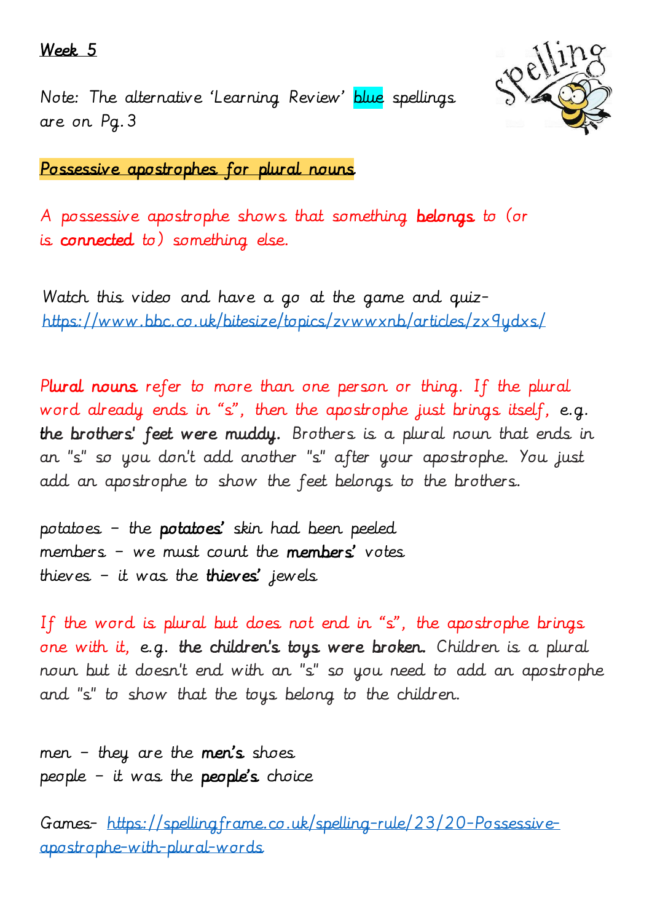<u>Week 5</u>

Note: The alternative 'Learning Review' blue spellings are on Pg.3

## <u>Possessive apostrophes for plural nouns</u>

A possessive apostrophe shows that something **belongs** to (or is **connected** to) something else.

Watch this video and have a go at the game and quiz- [https://www.bbc.co.uk/bitesize/topics/zvwwxnb/articles/zx9ydxs/](https://www.bbc.co.uk/bitesize/topics/zvwwxnb/articles/zx9ydxs/)

**Plural nouns** refer to more than one person or thing. If the plural word already ends in "s", then the apostrophe just brings itself, e.g. **the brothers' feet were muddy.** Brothers is a plural noun that ends in an "s" so you don't add another "s" after your apostrophe. You just add an apostrophe to show the feet belongs to the brothers.

potatoes – the **potatoes'** skin had been peeled
members – we must count the **members'** votes
thieves – it was the **thieves'** jewels

If the word is plural but does not end in "s", the apostrophe brings one with it, e.g. **the children's toys were broken.** Children is a plural noun but it doesn't end with an "s" so you need to add an apostrophe and "s" to show that the toys belong to the children.

men – they are the **men's** shoes
people – it was the **people's** choice

Games- [https://spellingframe.co.uk/spelling-rule/23/20-Possessive-apostrophe-with-plural-words](https://spellingframe.co.uk/spelling-rule/23/20-Possessive-apostrophe-with-plural-words)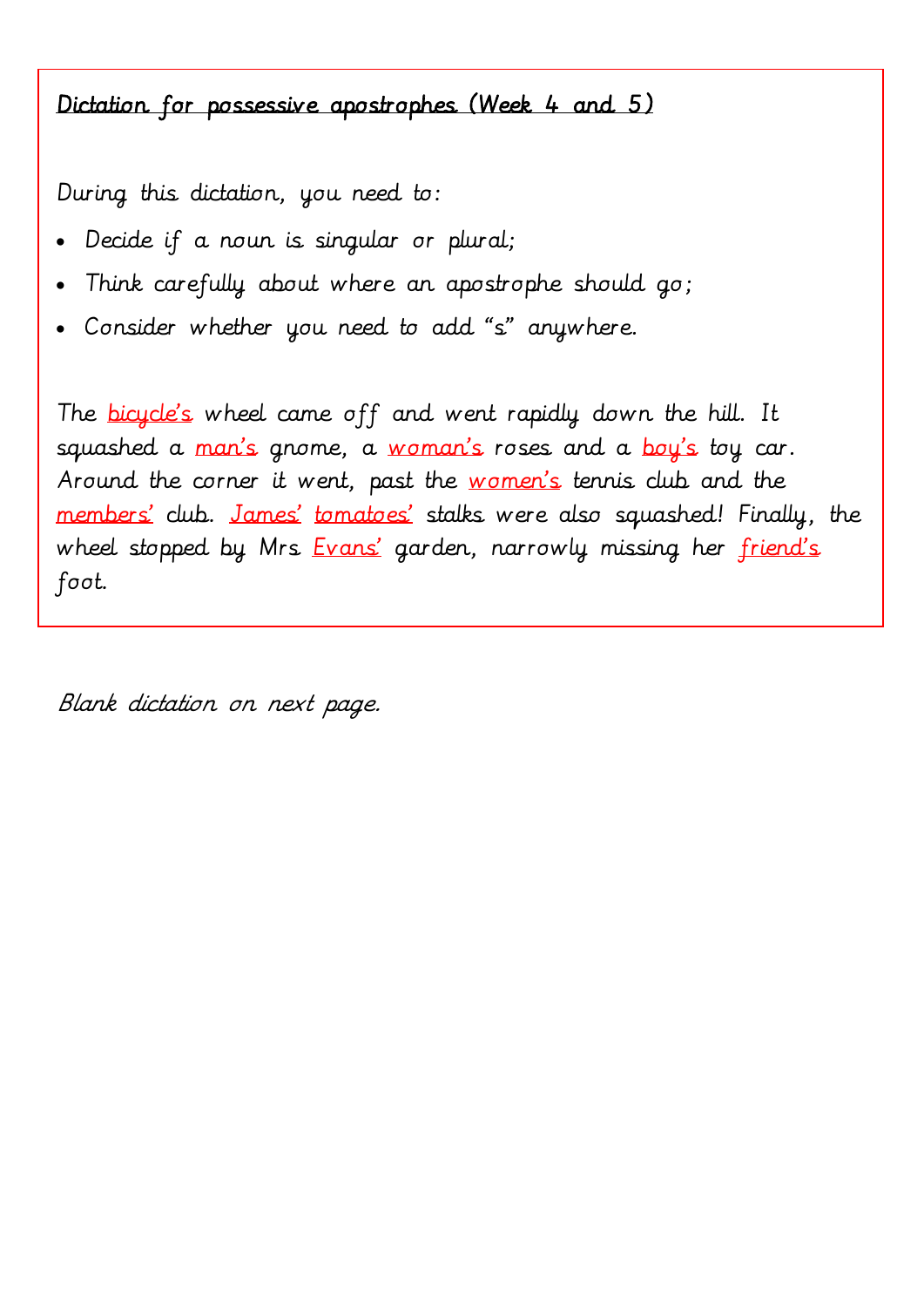<u>Dictation for possessive apostrophes (Week 4 and 5)</u>

During this dictation, you need to:

- Decide if a noun is singular or plural;
- Think carefully about where an apostrophe should go;
- Consider whether you need to add "s" anywhere.

The <u>bicycle's</u> wheel came off and went rapidly down the hill. It squashed a <u>man's</u> gnome, a <u>woman's</u> roses and a <u>boy's</u> toy car. Around the corner it went, past the <u>women's</u> tennis club and the <u>members'</u> club. <u>James'</u> <u>tomatoes'</u> stalks were also squashed! Finally, the wheel stopped by Mrs <u>Evans'</u> garden, narrowly missing her <u>friend's</u> foot.

*Blank dictation on next page.*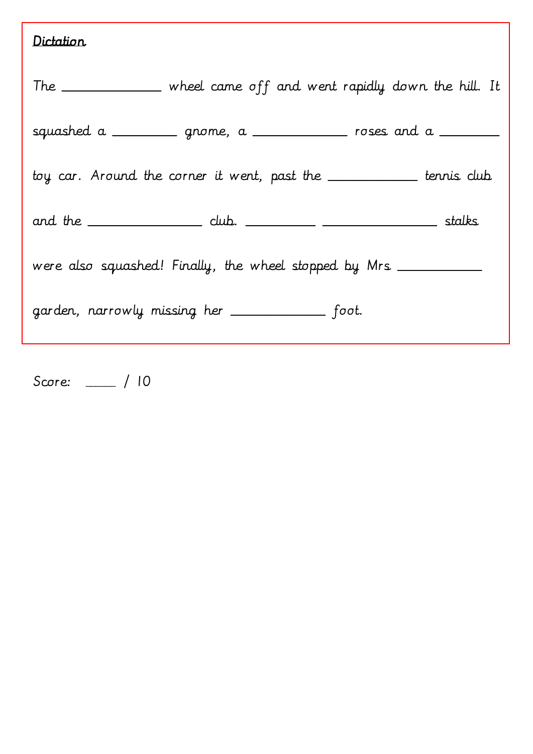**Dictation**

The \_\_\_\_\_\_\_\_\_\_\_\_\_\_ wheel came off and went rapidly down the hill. It squashed a \_\_\_\_\_\_\_\_\_ gnome, a \_\_\_\_\_\_\_\_\_\_\_\_\_ roses and a \_\_\_\_\_\_\_\_\_ toy car. Around the corner it went, past the \_\_\_\_\_\_\_\_\_\_\_\_\_ tennis club and the \_\_\_\_\_\_\_\_\_\_\_\_\_\_\_\_ club. \_\_\_\_\_\_\_\_\_\_ \_\_\_\_\_\_\_\_\_\_\_\_\_\_\_\_ stalks were also squashed! Finally, the wheel stopped by Mrs \_\_\_\_\_\_\_\_\_\_\_\_ garden, narrowly missing her \_\_\_\_\_\_\_\_\_\_\_\_\_ foot.

Score: \_\_\_\_ / 10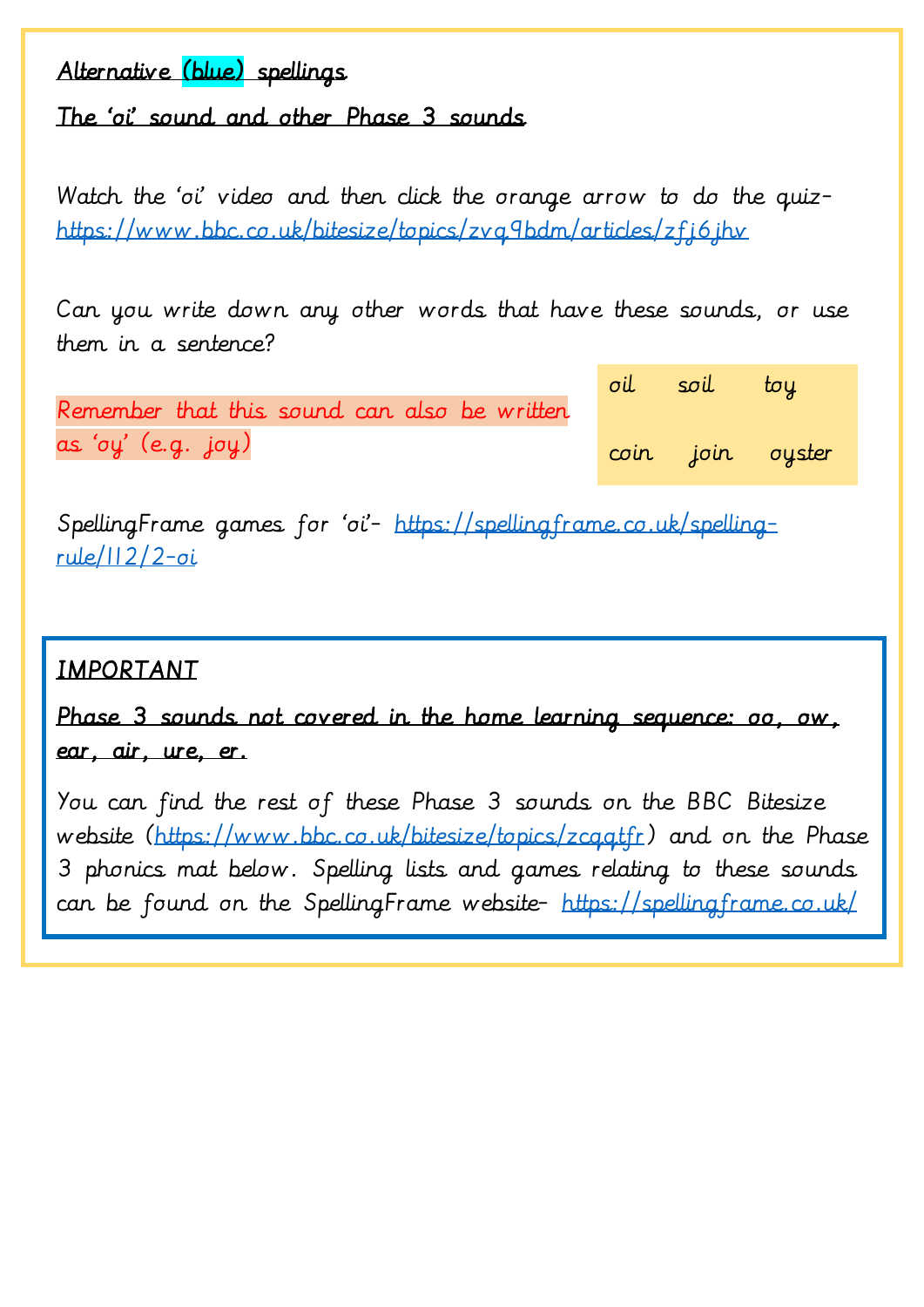**Alternative (blue) spellings**

**The 'oi' sound and other Phase 3 sounds**

Watch the 'oi' video and then click the orange arrow to do the quiz- https://www.bbc.co.uk/bitesize/topics/zvq9bdm/articles/zfj6jhv

Can you write down any other words that have these sounds, or use them in a sentence?

Remember that this sound can also be written as 'oy' (e.g. joy)

| | | |
|---|---|---|
| oil | soil | toy |
| coin | join | oyster |

SpellingFrame games for 'oi'- https://spellingframe.co.uk/spelling-rule/112/2-oi

**IMPORTANT**

**Phase 3 sounds not covered in the home learning sequence: oo, ow, ear, air, ure, er.**

You can find the rest of these Phase 3 sounds on the BBC Bitesize website (https://www.bbc.co.uk/bitesize/topics/zcqqtfr) and on the Phase 3 phonics mat below. Spelling lists and games relating to these sounds can be found on the SpellingFrame website- https://spellingframe.co.uk/